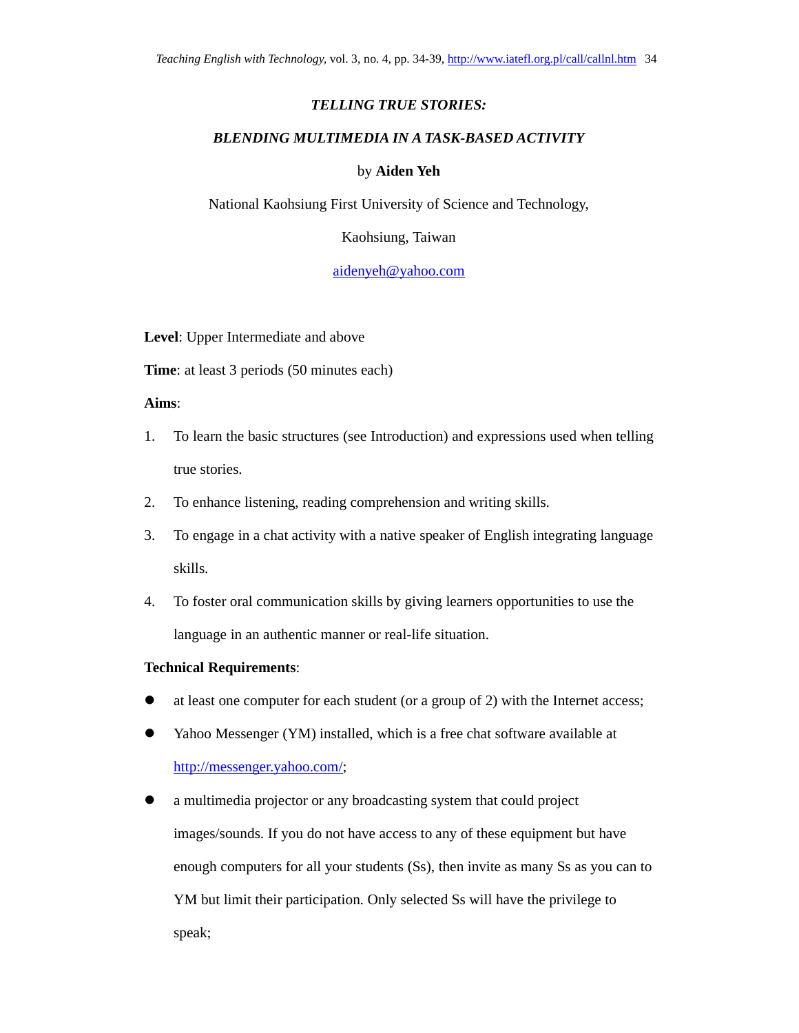# *TELLING TRUE STORIES:*

# *BLENDING MULTIMEDIA IN A TASK-BASED ACTIVITY*

by **Aiden Yeh**

National Kaohsiung First University of Science and Technology,

Kaohsiung, Taiwan

aidenyeh@yahoo.com

**Level**: Upper Intermediate and above

**Time**: at least 3 periods (50 minutes each)

**Aims**:

1. To learn the basic structures (see Introduction) and expressions used when telling true stories.
2. To enhance listening, reading comprehension and writing skills.
3. To engage in a chat activity with a native speaker of English integrating language skills.
4. To foster oral communication skills by giving learners opportunities to use the language in an authentic manner or real-life situation.

**Technical Requirements**:

- at least one computer for each student (or a group of 2) with the Internet access;
- Yahoo Messenger (YM) installed, which is a free chat software available at http://messenger.yahoo.com/;
- a multimedia projector or any broadcasting system that could project images/sounds. If you do not have access to any of these equipment but have enough computers for all your students (Ss), then invite as many Ss as you can to YM but limit their participation. Only selected Ss will have the privilege to speak;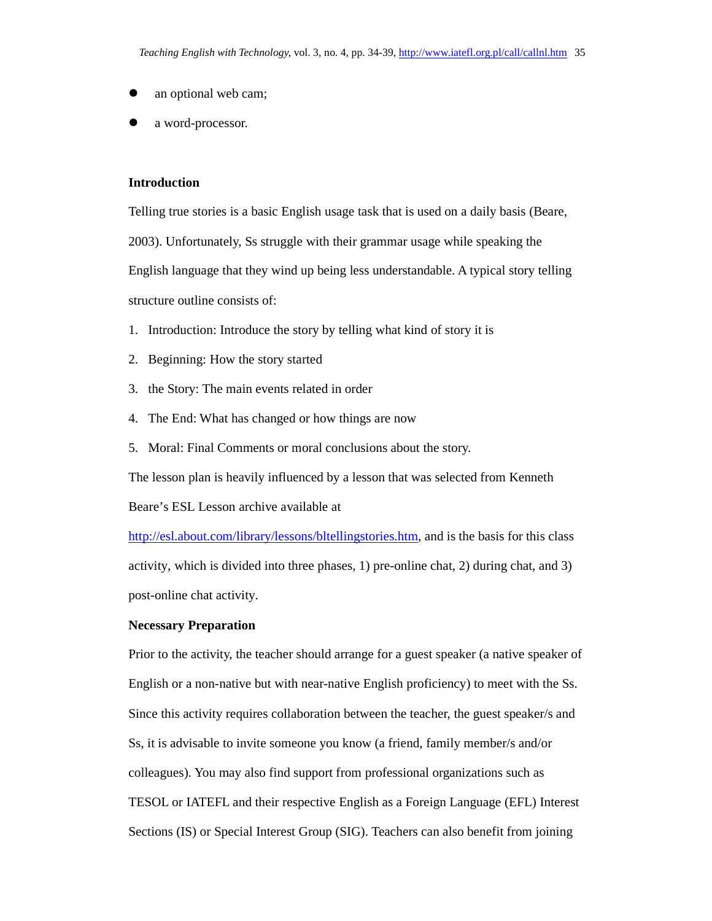- an optional web cam;
- a word-processor.

**Introduction**

Telling true stories is a basic English usage task that is used on a daily basis (Beare, 2003). Unfortunately, Ss struggle with their grammar usage while speaking the English language that they wind up being less understandable. A typical story telling structure outline consists of:

1. Introduction: Introduce the story by telling what kind of story it is
2. Beginning: How the story started
3. the Story: The main events related in order
4. The End: What has changed or how things are now
5. Moral: Final Comments or moral conclusions about the story.

The lesson plan is heavily influenced by a lesson that was selected from Kenneth Beare's ESL Lesson archive available at http://esl.about.com/library/lessons/bltellingstories.htm, and is the basis for this class activity, which is divided into three phases, 1) pre-online chat, 2) during chat, and 3) post-online chat activity.

**Necessary Preparation**

Prior to the activity, the teacher should arrange for a guest speaker (a native speaker of English or a non-native but with near-native English proficiency) to meet with the Ss. Since this activity requires collaboration between the teacher, the guest speaker/s and Ss, it is advisable to invite someone you know (a friend, family member/s and/or colleagues). You may also find support from professional organizations such as TESOL or IATEFL and their respective English as a Foreign Language (EFL) Interest Sections (IS) or Special Interest Group (SIG). Teachers can also benefit from joining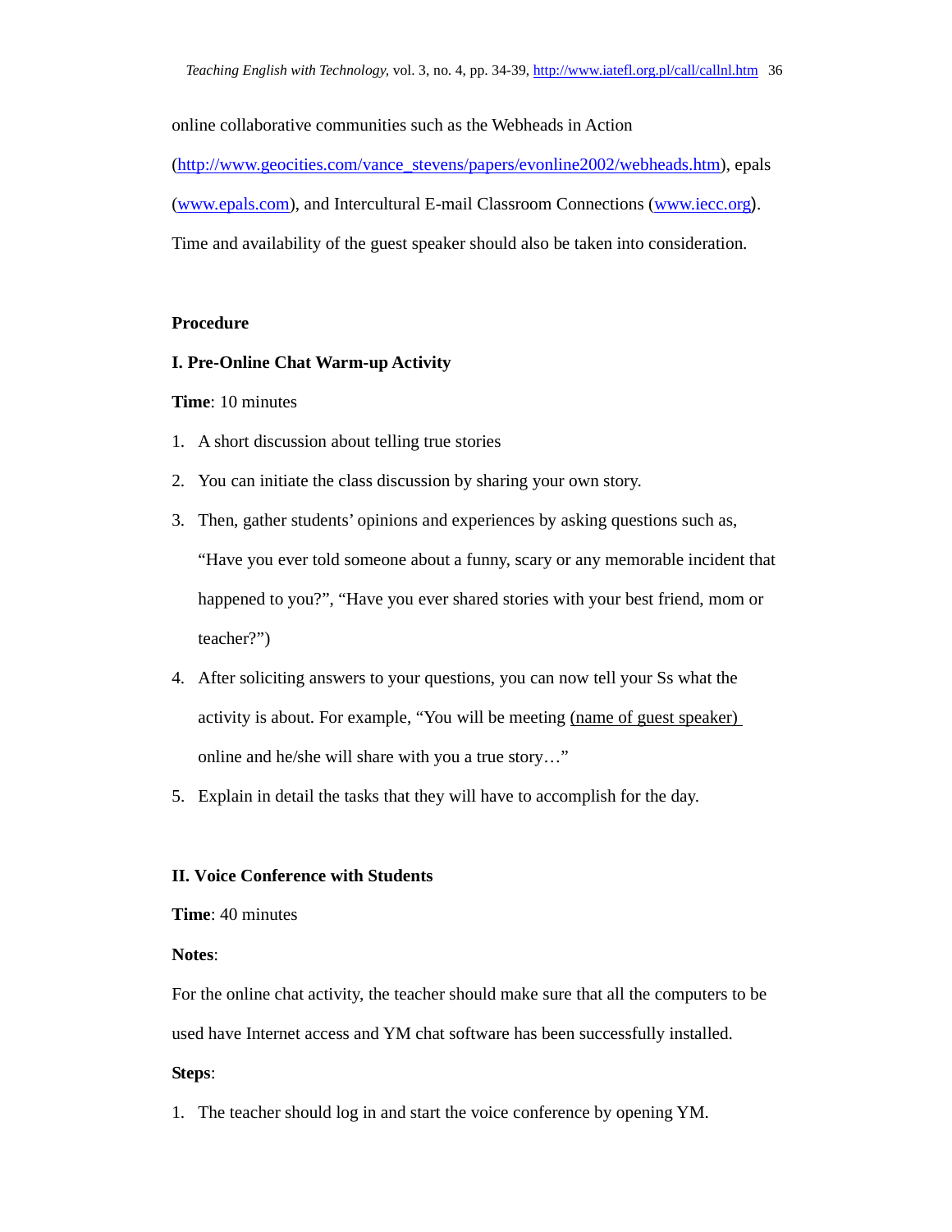online collaborative communities such as the Webheads in Action (http://www.geocities.com/vance_stevens/papers/evonline2002/webheads.htm), epals (www.epals.com), and Intercultural E-mail Classroom Connections (www.iecc.org). Time and availability of the guest speaker should also be taken into consideration.

## Procedure

### I. Pre-Online Chat Warm-up Activity

**Time**: 10 minutes

1. A short discussion about telling true stories
2. You can initiate the class discussion by sharing your own story.
3. Then, gather students' opinions and experiences by asking questions such as, "Have you ever told someone about a funny, scary or any memorable incident that happened to you?", "Have you ever shared stories with your best friend, mom or teacher?")
4. After soliciting answers to your questions, you can now tell your Ss what the activity is about. For example, "You will be meeting (name of guest speaker) online and he/she will share with you a true story…"
5. Explain in detail the tasks that they will have to accomplish for the day.

### II. Voice Conference with Students

**Time**: 40 minutes

**Notes**:

For the online chat activity, the teacher should make sure that all the computers to be used have Internet access and YM chat software has been successfully installed.

**Steps**:

1. The teacher should log in and start the voice conference by opening YM.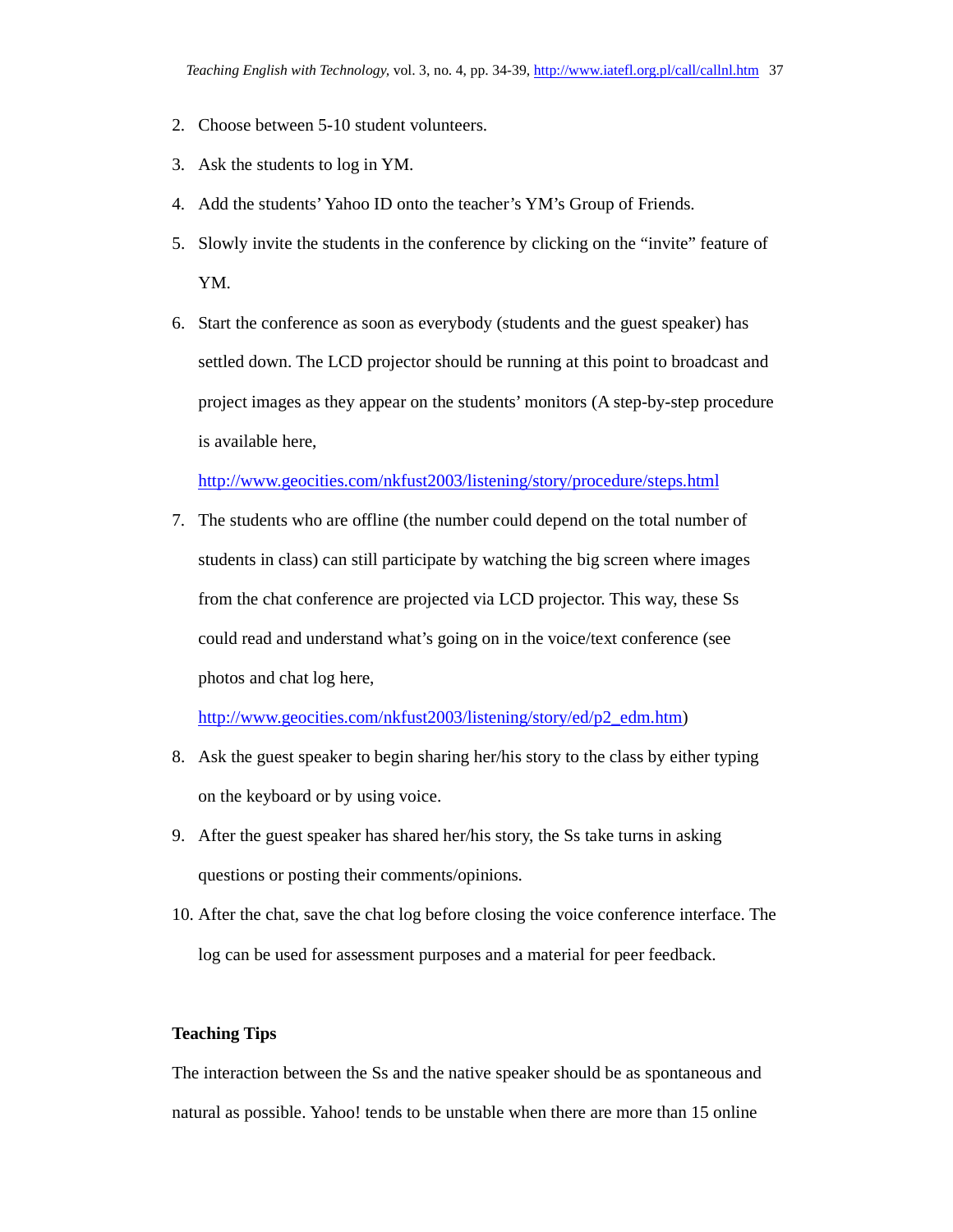2. Choose between 5-10 student volunteers.
3. Ask the students to log in YM.
4. Add the students' Yahoo ID onto the teacher's YM's Group of Friends.
5. Slowly invite the students in the conference by clicking on the "invite" feature of YM.
6. Start the conference as soon as everybody (students and the guest speaker) has settled down. The LCD projector should be running at this point to broadcast and project images as they appear on the students' monitors (A step-by-step procedure is available here, http://www.geocities.com/nkfust2003/listening/story/procedure/steps.html
7. The students who are offline (the number could depend on the total number of students in class) can still participate by watching the big screen where images from the chat conference are projected via LCD projector. This way, these Ss could read and understand what's going on in the voice/text conference (see photos and chat log here, http://www.geocities.com/nkfust2003/listening/story/ed/p2_edm.htm)
8. Ask the guest speaker to begin sharing her/his story to the class by either typing on the keyboard or by using voice.
9. After the guest speaker has shared her/his story, the Ss take turns in asking questions or posting their comments/opinions.
10. After the chat, save the chat log before closing the voice conference interface. The log can be used for assessment purposes and a material for peer feedback.

**Teaching Tips**

The interaction between the Ss and the native speaker should be as spontaneous and natural as possible. Yahoo! tends to be unstable when there are more than 15 online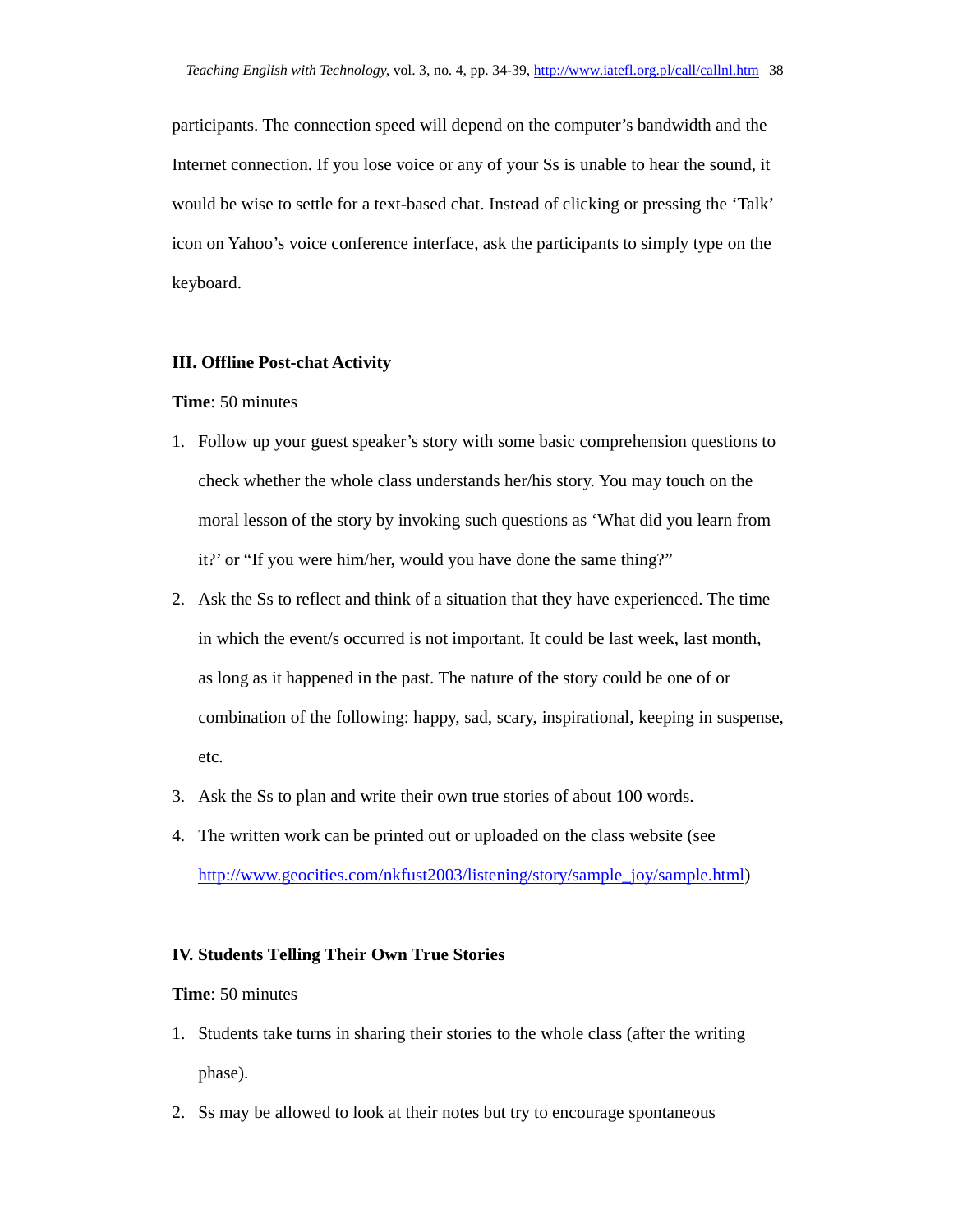participants. The connection speed will depend on the computer's bandwidth and the Internet connection. If you lose voice or any of your Ss is unable to hear the sound, it would be wise to settle for a text-based chat. Instead of clicking or pressing the 'Talk' icon on Yahoo's voice conference interface, ask the participants to simply type on the keyboard.

### III. Offline Post-chat Activity

**Time**: 50 minutes

1. Follow up your guest speaker's story with some basic comprehension questions to check whether the whole class understands her/his story. You may touch on the moral lesson of the story by invoking such questions as 'What did you learn from it?' or "If you were him/her, would you have done the same thing?"
2. Ask the Ss to reflect and think of a situation that they have experienced. The time in which the event/s occurred is not important. It could be last week, last month, as long as it happened in the past. The nature of the story could be one of or combination of the following: happy, sad, scary, inspirational, keeping in suspense, etc.
3. Ask the Ss to plan and write their own true stories of about 100 words.
4. The written work can be printed out or uploaded on the class website (see http://www.geocities.com/nkfust2003/listening/story/sample_joy/sample.html)

### IV. Students Telling Their Own True Stories

**Time**: 50 minutes

1. Students take turns in sharing their stories to the whole class (after the writing phase).
2. Ss may be allowed to look at their notes but try to encourage spontaneous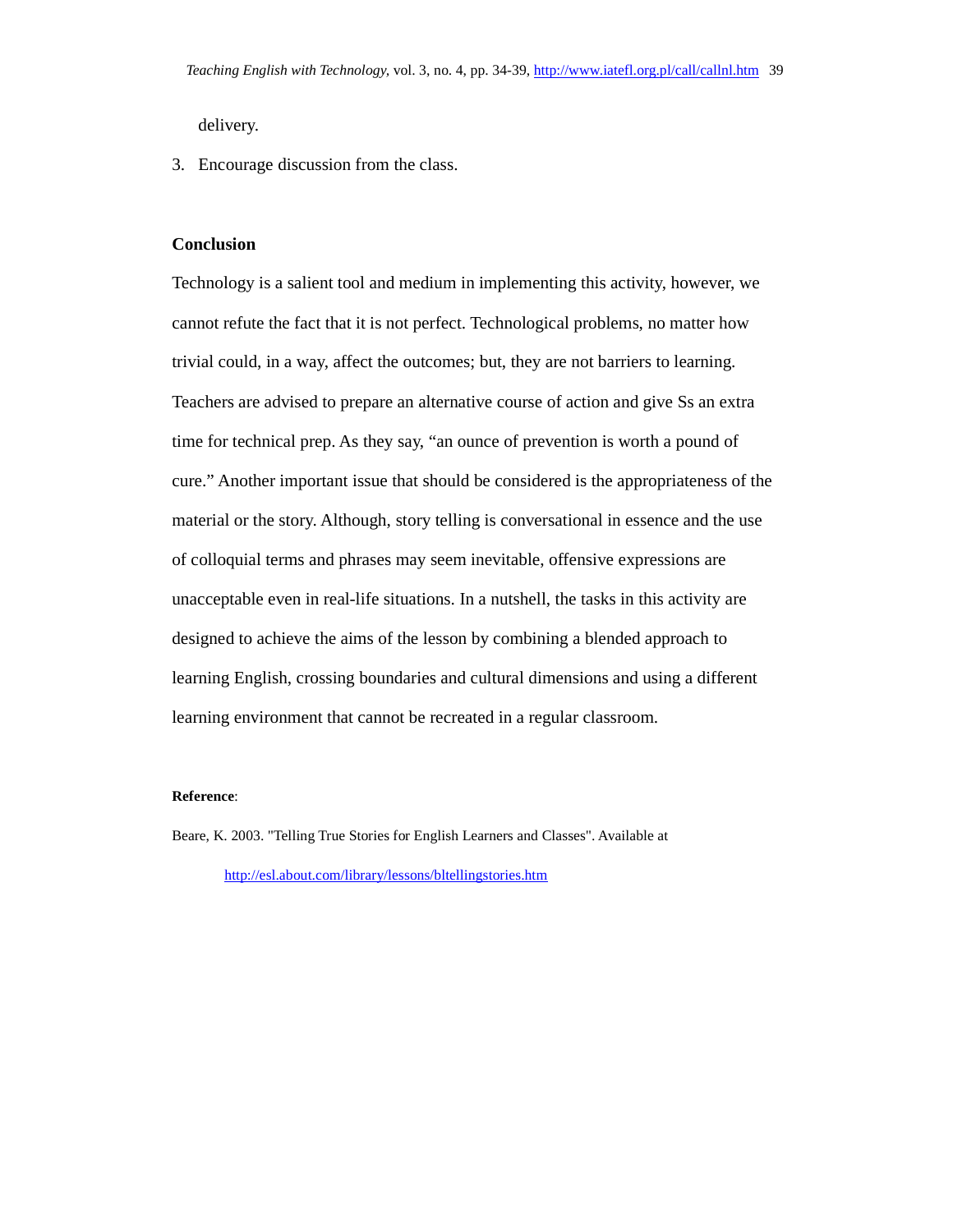delivery.

3. Encourage discussion from the class.

## Conclusion

Technology is a salient tool and medium in implementing this activity, however, we cannot refute the fact that it is not perfect. Technological problems, no matter how trivial could, in a way, affect the outcomes; but, they are not barriers to learning. Teachers are advised to prepare an alternative course of action and give Ss an extra time for technical prep. As they say, “an ounce of prevention is worth a pound of cure.” Another important issue that should be considered is the appropriateness of the material or the story. Although, story telling is conversational in essence and the use of colloquial terms and phrases may seem inevitable, offensive expressions are unacceptable even in real-life situations. In a nutshell, the tasks in this activity are designed to achieve the aims of the lesson by combining a blended approach to learning English, crossing boundaries and cultural dimensions and using a different learning environment that cannot be recreated in a regular classroom.

**Reference**:

Beare, K. 2003. "Telling True Stories for English Learners and Classes". Available at http://esl.about.com/library/lessons/bltellingstories.htm